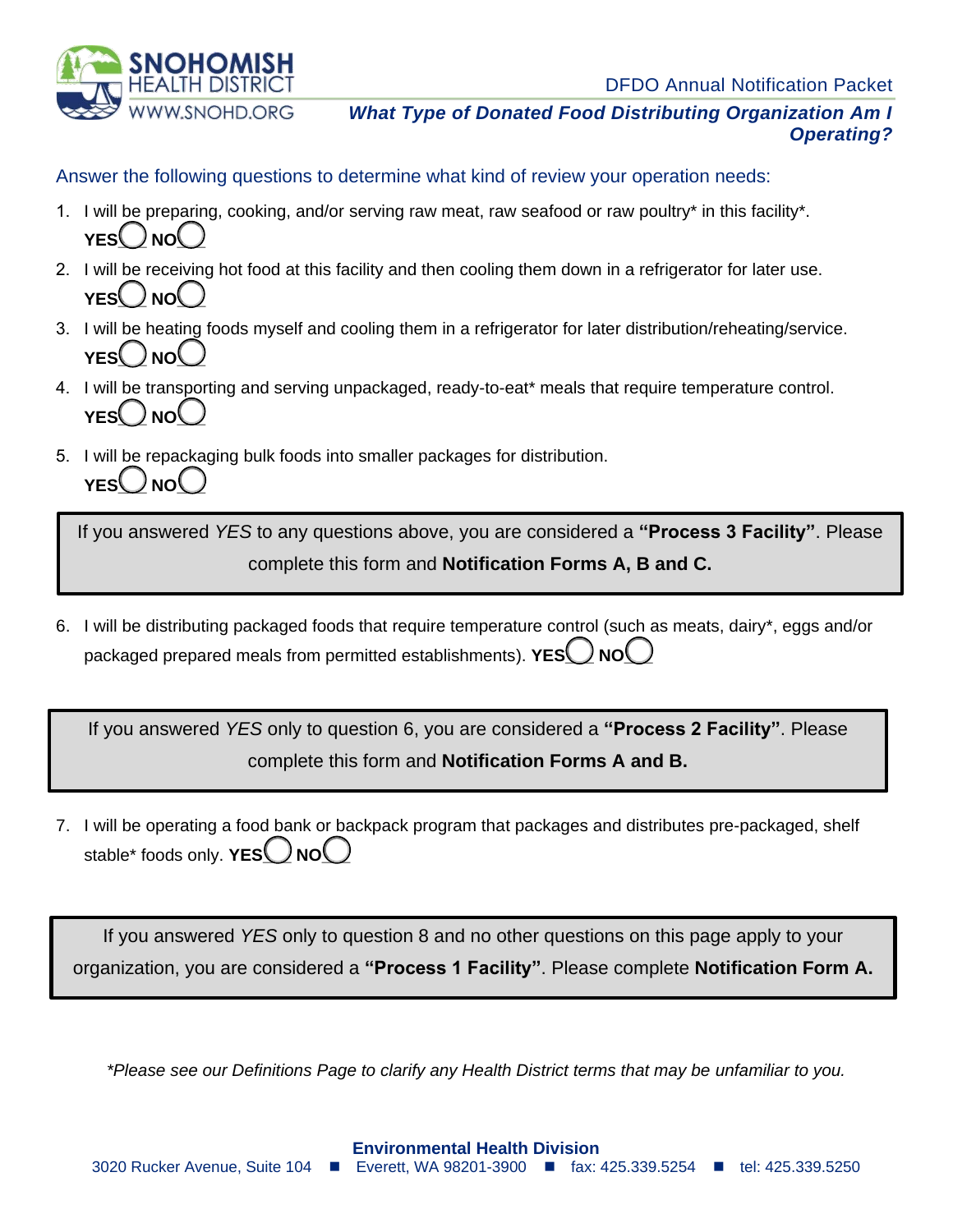**SNOHOMISH HEALTH DISTRICT**
WWW.SNOHD.ORG

DFDO Annual Notification Packet

## *What Type of Donated Food Distributing Organization Am I Operating?*

Answer the following questions to determine what kind of review your operation needs:

1. I will be preparing, cooking, and/or serving raw meat, raw seafood or raw poultry* in this facility*.
   **YES** ◯ **NO** ◯
2. I will be receiving hot food at this facility and then cooling them down in a refrigerator for later use.
   **YES** ◯ **NO** ◯
3. I will be heating foods myself and cooling them in a refrigerator for later distribution/reheating/service.
   **YES** ◯ **NO** ◯
4. I will be transporting and serving unpackaged, ready-to-eat* meals that require temperature control.
   **YES** ◯ **NO** ◯
5. I will be repackaging bulk foods into smaller packages for distribution.
   **YES** ◯ **NO** ◯

> If you answered *YES* to any questions above, you are considered a **"Process 3 Facility"**. Please complete this form and **Notification Forms A, B and C.**

6. I will be distributing packaged foods that require temperature control (such as meats, dairy*, eggs and/or packaged prepared meals from permitted establishments). **YES** ◯ **NO** ◯

> If you answered *YES* only to question 6, you are considered a **"Process 2 Facility"**. Please complete this form and **Notification Forms A and B.**

7. I will be operating a food bank or backpack program that packages and distributes pre-packaged, shelf stable* foods only. **YES** ◯ **NO** ◯

> If you answered *YES* only to question 8 and no other questions on this page apply to your organization, you are considered a **"Process 1 Facility"**. Please complete **Notification Form A.**

*\*Please see our Definitions Page to clarify any Health District terms that may be unfamiliar to you.*

**Environmental Health Division**
3020 Rucker Avenue, Suite 104 ■ Everett, WA 98201-3900 ■ fax: 425.339.5254 ■ tel: 425.339.5250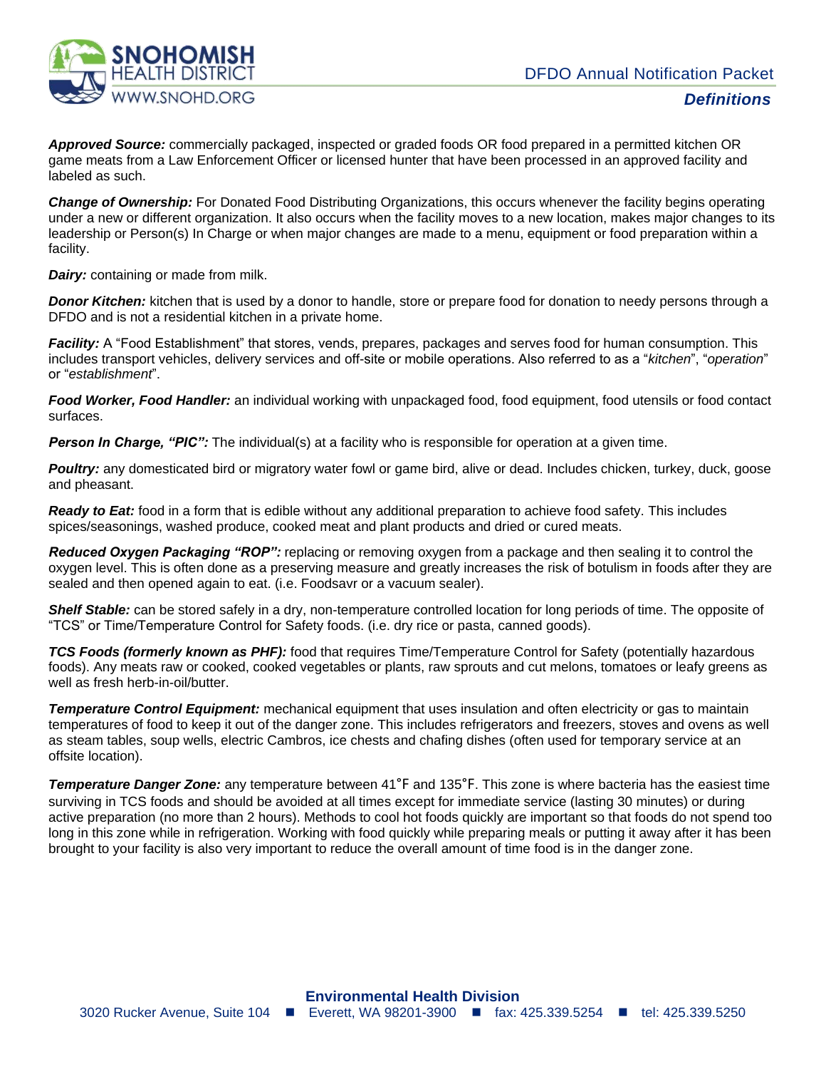## Definitions

***Approved Source:*** commercially packaged, inspected or graded foods OR food prepared in a permitted kitchen OR game meats from a Law Enforcement Officer or licensed hunter that have been processed in an approved facility and labeled as such.

***Change of Ownership:*** For Donated Food Distributing Organizations, this occurs whenever the facility begins operating under a new or different organization. It also occurs when the facility moves to a new location, makes major changes to its leadership or Person(s) In Charge or when major changes are made to a menu, equipment or food preparation within a facility.

***Dairy:*** containing or made from milk.

***Donor Kitchen:*** kitchen that is used by a donor to handle, store or prepare food for donation to needy persons through a DFDO and is not a residential kitchen in a private home.

***Facility:*** A "Food Establishment" that stores, vends, prepares, packages and serves food for human consumption. This includes transport vehicles, delivery services and off-site or mobile operations. Also referred to as a "*kitchen*", "*operation*" or "*establishment*".

***Food Worker, Food Handler:*** an individual working with unpackaged food, food equipment, food utensils or food contact surfaces.

***Person In Charge, "PIC":*** The individual(s) at a facility who is responsible for operation at a given time.

***Poultry:*** any domesticated bird or migratory water fowl or game bird, alive or dead. Includes chicken, turkey, duck, goose and pheasant.

***Ready to Eat:*** food in a form that is edible without any additional preparation to achieve food safety. This includes spices/seasonings, washed produce, cooked meat and plant products and dried or cured meats.

***Reduced Oxygen Packaging "ROP":*** replacing or removing oxygen from a package and then sealing it to control the oxygen level. This is often done as a preserving measure and greatly increases the risk of botulism in foods after they are sealed and then opened again to eat. (i.e. Foodsavr or a vacuum sealer).

***Shelf Stable:*** can be stored safely in a dry, non-temperature controlled location for long periods of time. The opposite of "TCS" or Time/Temperature Control for Safety foods. (i.e. dry rice or pasta, canned goods).

***TCS Foods (formerly known as PHF):*** food that requires Time/Temperature Control for Safety (potentially hazardous foods). Any meats raw or cooked, cooked vegetables or plants, raw sprouts and cut melons, tomatoes or leafy greens as well as fresh herb-in-oil/butter.

***Temperature Control Equipment:*** mechanical equipment that uses insulation and often electricity or gas to maintain temperatures of food to keep it out of the danger zone. This includes refrigerators and freezers, stoves and ovens as well as steam tables, soup wells, electric Cambros, ice chests and chafing dishes (often used for temporary service at an offsite location).

***Temperature Danger Zone:*** any temperature between 41°F and 135°F. This zone is where bacteria has the easiest time surviving in TCS foods and should be avoided at all times except for immediate service (lasting 30 minutes) or during active preparation (no more than 2 hours). Methods to cool hot foods quickly are important so that foods do not spend too long in this zone while in refrigeration. Working with food quickly while preparing meals or putting it away after it has been brought to your facility is also very important to reduce the overall amount of time food is in the danger zone.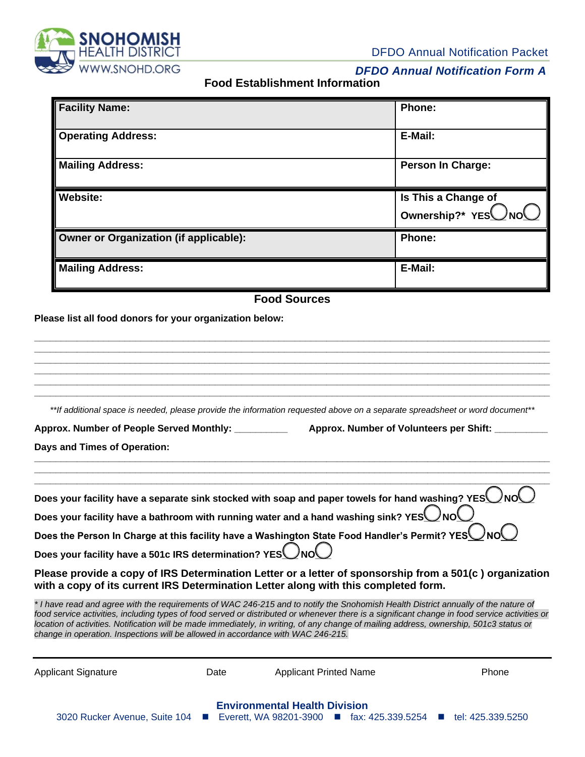DFDO Annual Notification Packet

### *DFDO Annual Notification Form A*

## Food Establishment Information

| **Facility Name:** | **Phone:** |
|---|---|
| **Operating Address:** | **E-Mail:** |
| **Mailing Address:** | **Person In Charge:** |
| **Website:** | **Is This a Change of Ownership?\*** YES ◯ NO ◯ |
| **Owner or Organization (if applicable):** | **Phone:** |
| **Mailing Address:** | **E-Mail:** |

## Food Sources

**Please list all food donors for your organization below:**

______________________________________________________________________________

______________________________________________________________________________

______________________________________________________________________________

______________________________________________________________________________

______________________________________________________________________________

______________________________________________________________________________

*\*\*If additional space is needed, please provide the information requested above on a separate spreadsheet or word document\*\**

**Approx. Number of People Served Monthly:** __________ **Approx. Number of Volunteers per Shift:** __________

**Days and Times of Operation:**

______________________________________________________________________________

______________________________________________________________________________

______________________________________________________________________________

**Does your facility have a separate sink stocked with soap and paper towels for hand washing?** YES ◯ NO ◯

**Does your facility have a bathroom with running water and a hand washing sink?** YES ◯ NO ◯

**Does the Person In Charge at this facility have a Washington State Food Handler's Permit?** YES ◯ NO ◯

**Does your facility have a 501c IRS determination?** YES ◯ NO ◯

**Please provide a copy of IRS Determination Letter or a letter of sponsorship from a 501(c ) organization with a copy of its current IRS Determination Letter along with this completed form.**

*\* I have read and agree with the requirements of WAC 246-215 and to notify the Snohomish Health District annually of the nature of food service activities, including types of food served or distributed or whenever there is a significant change in food service activities or location of activities. Notification will be made immediately, in writing, of any change of mailing address, ownership, 501c3 status or change in operation. Inspections will be allowed in accordance with WAC 246-215.*

______________________________________________________________________________

Applicant Signature | Date | Applicant Printed Name | Phone

**Environmental Health Division**

3020 Rucker Avenue, Suite 104 ■ Everett, WA 98201-3900 ■ fax: 425.339.5254 ■ tel: 425.339.5250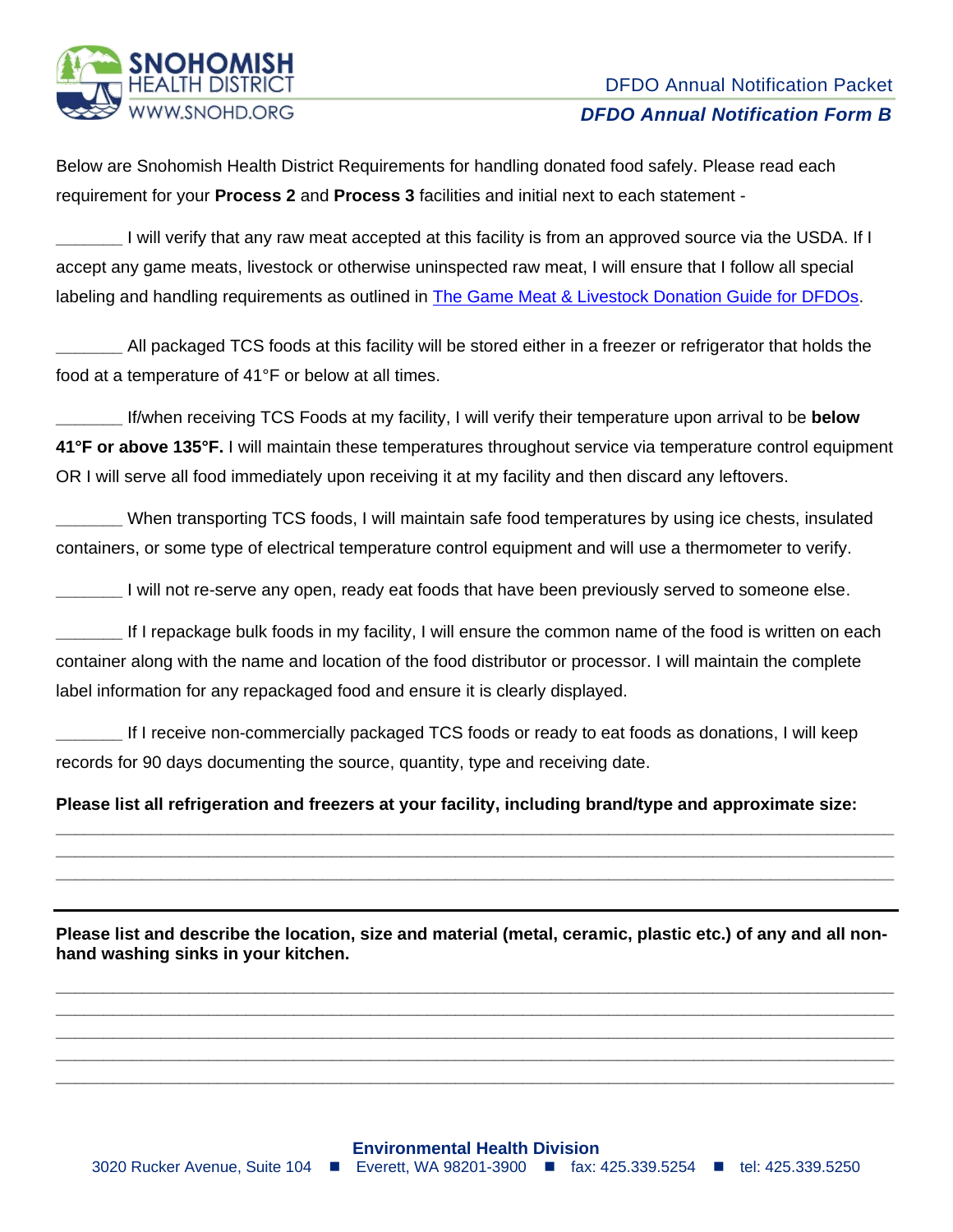DFDO Annual Notification Packet

## *DFDO Annual Notification Form B*

Below are Snohomish Health District Requirements for handling donated food safely. Please read each requirement for your **Process 2** and **Process 3** facilities and initial next to each statement -

_______ I will verify that any raw meat accepted at this facility is from an approved source via the USDA. If I accept any game meats, livestock or otherwise uninspected raw meat, I will ensure that I follow all special labeling and handling requirements as outlined in The Game Meat & Livestock Donation Guide for DFDOs.

_______ All packaged TCS foods at this facility will be stored either in a freezer or refrigerator that holds the food at a temperature of 41°F or below at all times.

_______ If/when receiving TCS Foods at my facility, I will verify their temperature upon arrival to be **below 41°F or above 135°F.** I will maintain these temperatures throughout service via temperature control equipment OR I will serve all food immediately upon receiving it at my facility and then discard any leftovers.

_______ When transporting TCS foods, I will maintain safe food temperatures by using ice chests, insulated containers, or some type of electrical temperature control equipment and will use a thermometer to verify.

_______ I will not re-serve any open, ready eat foods that have been previously served to someone else.

_______ If I repackage bulk foods in my facility, I will ensure the common name of the food is written on each container along with the name and location of the food distributor or processor. I will maintain the complete label information for any repackaged food and ensure it is clearly displayed.

_______ If I receive non-commercially packaged TCS foods or ready to eat foods as donations, I will keep records for 90 days documenting the source, quantity, type and receiving date.

**Please list all refrigeration and freezers at your facility, including brand/type and approximate size:**

______________________________________________________________________________________

______________________________________________________________________________________

______________________________________________________________________________________

---

**Please list and describe the location, size and material (metal, ceramic, plastic etc.) of any and all non-hand washing sinks in your kitchen.**

______________________________________________________________________________________

______________________________________________________________________________________

______________________________________________________________________________________

______________________________________________________________________________________

______________________________________________________________________________________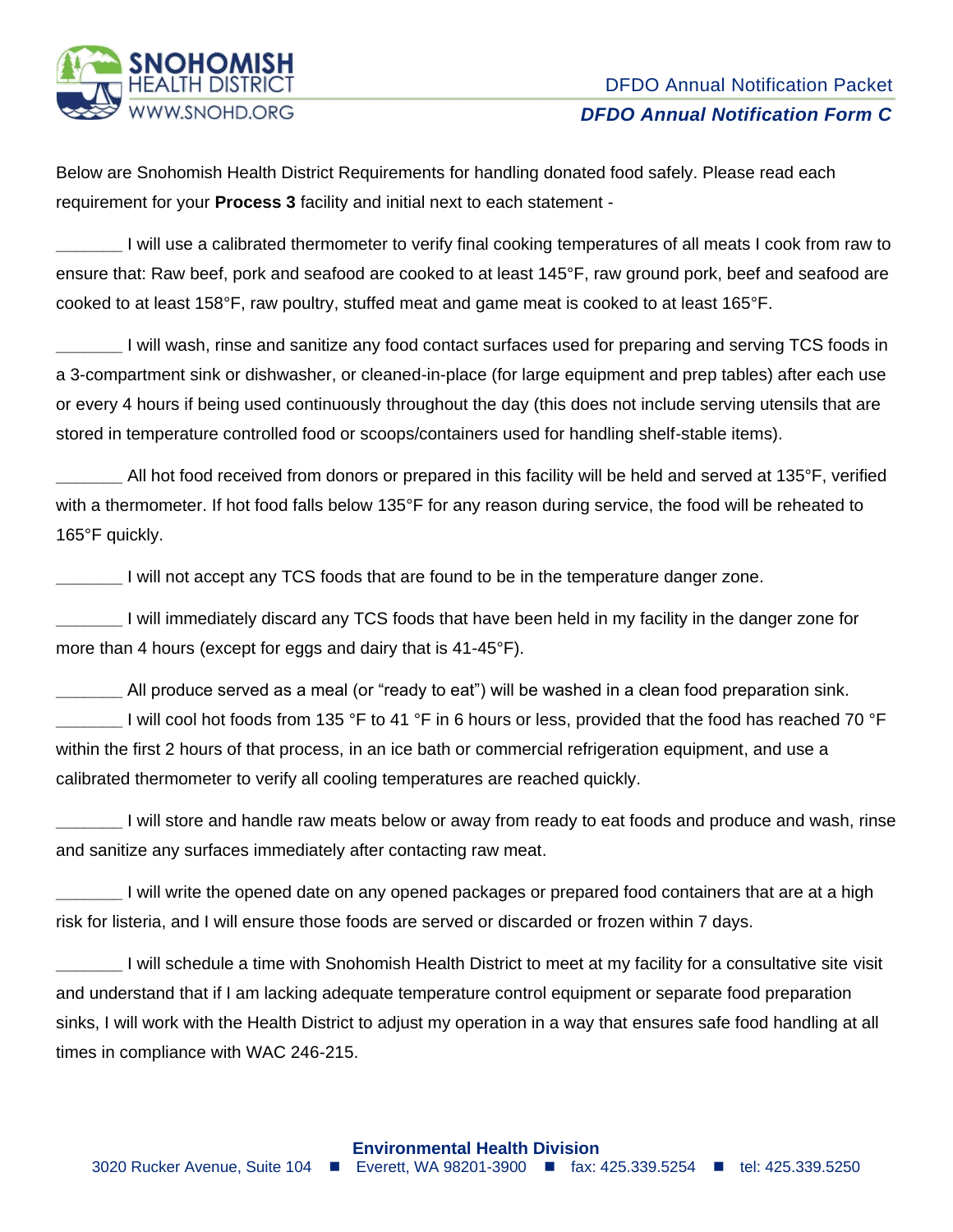DFDO Annual Notification Packet

***DFDO Annual Notification Form C***

Below are Snohomish Health District Requirements for handling donated food safely. Please read each requirement for your **Process 3** facility and initial next to each statement -

_______ I will use a calibrated thermometer to verify final cooking temperatures of all meats I cook from raw to ensure that: Raw beef, pork and seafood are cooked to at least 145°F, raw ground pork, beef and seafood are cooked to at least 158°F, raw poultry, stuffed meat and game meat is cooked to at least 165°F.

_______ I will wash, rinse and sanitize any food contact surfaces used for preparing and serving TCS foods in a 3-compartment sink or dishwasher, or cleaned-in-place (for large equipment and prep tables) after each use or every 4 hours if being used continuously throughout the day (this does not include serving utensils that are stored in temperature controlled food or scoops/containers used for handling shelf-stable items).

_______ All hot food received from donors or prepared in this facility will be held and served at 135°F, verified with a thermometer. If hot food falls below 135°F for any reason during service, the food will be reheated to 165°F quickly.

_______ I will not accept any TCS foods that are found to be in the temperature danger zone.

_______ I will immediately discard any TCS foods that have been held in my facility in the danger zone for more than 4 hours (except for eggs and dairy that is 41-45°F).

_______ All produce served as a meal (or "ready to eat") will be washed in a clean food preparation sink.

_______ I will cool hot foods from 135 °F to 41 °F in 6 hours or less, provided that the food has reached 70 °F within the first 2 hours of that process, in an ice bath or commercial refrigeration equipment, and use a calibrated thermometer to verify all cooling temperatures are reached quickly.

_______ I will store and handle raw meats below or away from ready to eat foods and produce and wash, rinse and sanitize any surfaces immediately after contacting raw meat.

_______ I will write the opened date on any opened packages or prepared food containers that are at a high risk for listeria, and I will ensure those foods are served or discarded or frozen within 7 days.

_______ I will schedule a time with Snohomish Health District to meet at my facility for a consultative site visit and understand that if I am lacking adequate temperature control equipment or separate food preparation sinks, I will work with the Health District to adjust my operation in a way that ensures safe food handling at all times in compliance with WAC 246-215.